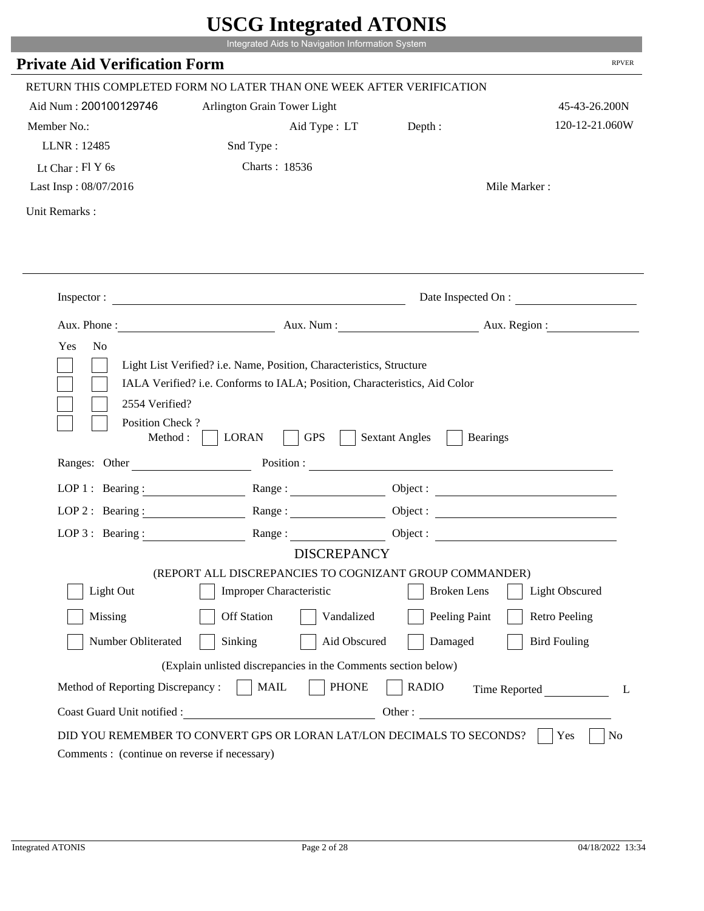# USCG Integrated ATONIS

Integrated Aids to Navigation Information System

## Private Aid Verification Form

RPVER

RETURN THIS COMPLETED FORM NO LATER THAN ONE WEEK AFTER VERIFICATION

Aid Num : 200100129746 Arlington Grain Tower Light 45-43-26.200N

Member No.: Aid Type : LT Depth : 120-12-21.060W

LLNR : 12485 Snd Type :

Lt Char : Fl Y 6s Charts : 18536

Last Insp : 08/07/2016 Mile Marker :

Unit Remarks :

Inspector : Date Inspected On :

Aux. Phone : Aux. Num : Aux. Region :

Yes No

- Light List Verified? i.e. Name, Position, Characteristics, Structure
- IALA Verified? i.e. Conforms to IALA; Position, Characteristics, Aid Color
- 2554 Verified?
- Position Check ?

Method : LORAN GPS Sextant Angles Bearings

Ranges: Other Position :

LOP 1 : Bearing : Range : Object :

LOP 2 : Bearing : Range : Object :

LOP 3 : Bearing : Range : Object :

DISCREPANCY

(REPORT ALL DISCREPANCIES TO COGNIZANT GROUP COMMANDER)

| | | | | |
|---|---|---|---|---|
| Light Out | Improper Characteristic | | Broken Lens | Light Obscured |
| Missing | Off Station | Vandalized | Peeling Paint | Retro Peeling |
| Number Obliterated | Sinking | Aid Obscured | Damaged | Bird Fouling |

(Explain unlisted discrepancies in the Comments section below)

Method of Reporting Discrepancy : MAIL PHONE RADIO Time Reported L

Coast Guard Unit notified : Other :

DID YOU REMEMBER TO CONVERT GPS OR LORAN LAT/LON DECIMALS TO SECONDS? Yes No

Comments : (continue on reverse if necessary)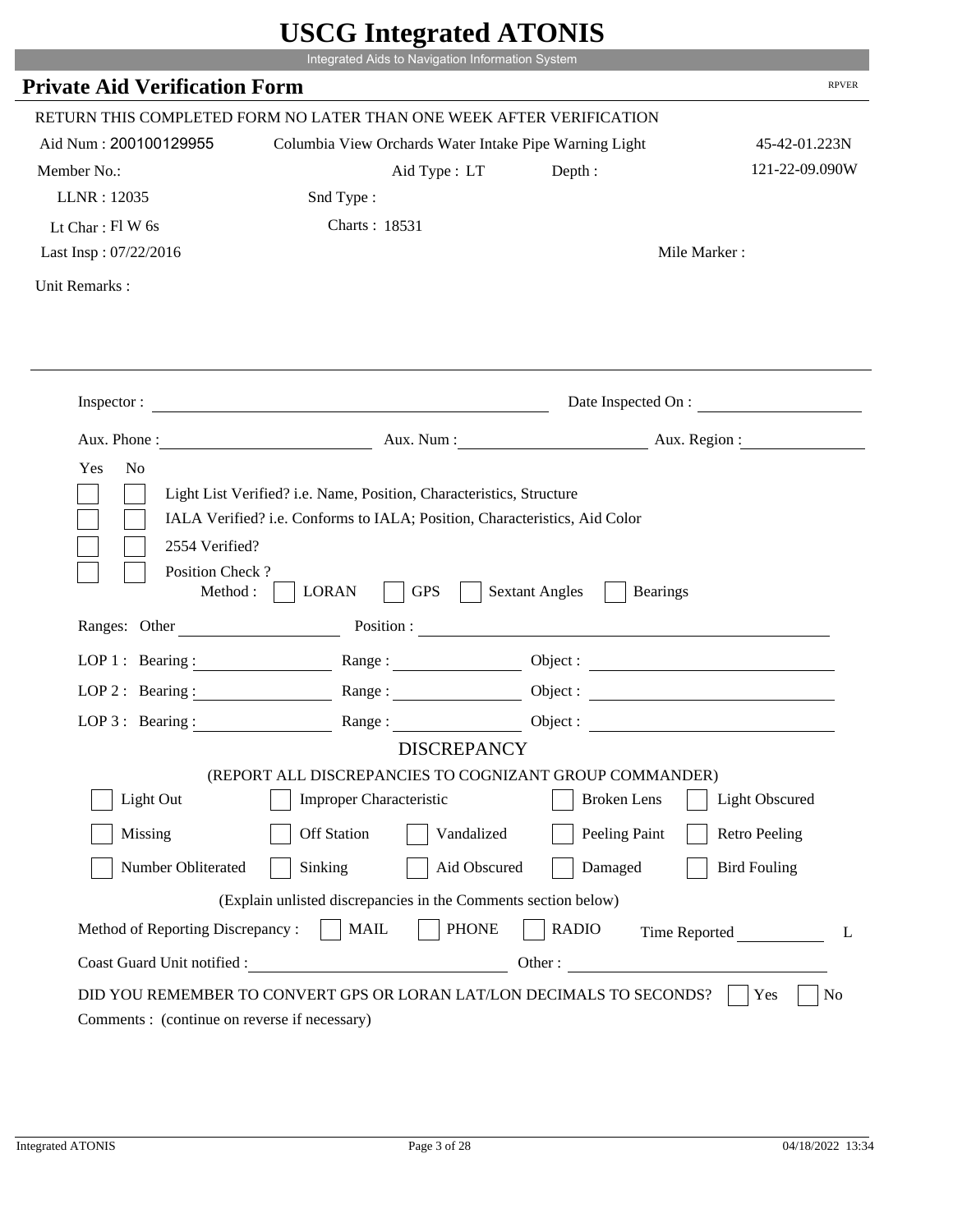# USCG Integrated ATONIS

Integrated Aids to Navigation Information System

## Private Aid Verification Form

RPVER

RETURN THIS COMPLETED FORM NO LATER THAN ONE WEEK AFTER VERIFICATION

Aid Num : 200100129955 &nbsp;&nbsp; Columbia View Orchards Water Intake Pipe Warning Light &nbsp;&nbsp; 45-42-01.223N

Member No.: &nbsp;&nbsp; Aid Type : LT &nbsp;&nbsp; Depth : &nbsp;&nbsp; 121-22-09.090W

LLNR : 12035 &nbsp;&nbsp; Snd Type :

Lt Char : Fl W 6s &nbsp;&nbsp; Charts : 18531

Last Insp : 07/22/2016 &nbsp;&nbsp; Mile Marker :

Unit Remarks :

---

Inspector : &nbsp;&nbsp; Date Inspected On :

Aux. Phone : &nbsp;&nbsp; Aux. Num : &nbsp;&nbsp; Aux. Region :

Yes &nbsp; No

- [ ] [ ] Light List Verified? i.e. Name, Position, Characteristics, Structure
- [ ] [ ] IALA Verified? i.e. Conforms to IALA; Position, Characteristics, Aid Color
- [ ] [ ] 2554 Verified?
- [ ] [ ] Position Check ?

Method : [ ] LORAN [ ] GPS [ ] Sextant Angles [ ] Bearings

Ranges: Other &nbsp;&nbsp; Position :

LOP 1 : Bearing : &nbsp;&nbsp; Range : &nbsp;&nbsp; Object :

LOP 2 : Bearing : &nbsp;&nbsp; Range : &nbsp;&nbsp; Object :

LOP 3 : Bearing : &nbsp;&nbsp; Range : &nbsp;&nbsp; Object :

### DISCREPANCY

(REPORT ALL DISCREPANCIES TO COGNIZANT GROUP COMMANDER)

- [ ] Light Out &nbsp; [ ] Improper Characteristic &nbsp; [ ] Broken Lens &nbsp; [ ] Light Obscured
- [ ] Missing &nbsp; [ ] Off Station &nbsp; [ ] Vandalized &nbsp; [ ] Peeling Paint &nbsp; [ ] Retro Peeling
- [ ] Number Obliterated &nbsp; [ ] Sinking &nbsp; [ ] Aid Obscured &nbsp; [ ] Damaged &nbsp; [ ] Bird Fouling

(Explain unlisted discrepancies in the Comments section below)

Method of Reporting Discrepancy : [ ] MAIL [ ] PHONE [ ] RADIO &nbsp;&nbsp; Time Reported &nbsp;&nbsp; L

Coast Guard Unit notified : &nbsp;&nbsp; Other :

DID YOU REMEMBER TO CONVERT GPS OR LORAN LAT/LON DECIMALS TO SECONDS? [ ] Yes [ ] No

Comments : (continue on reverse if necessary)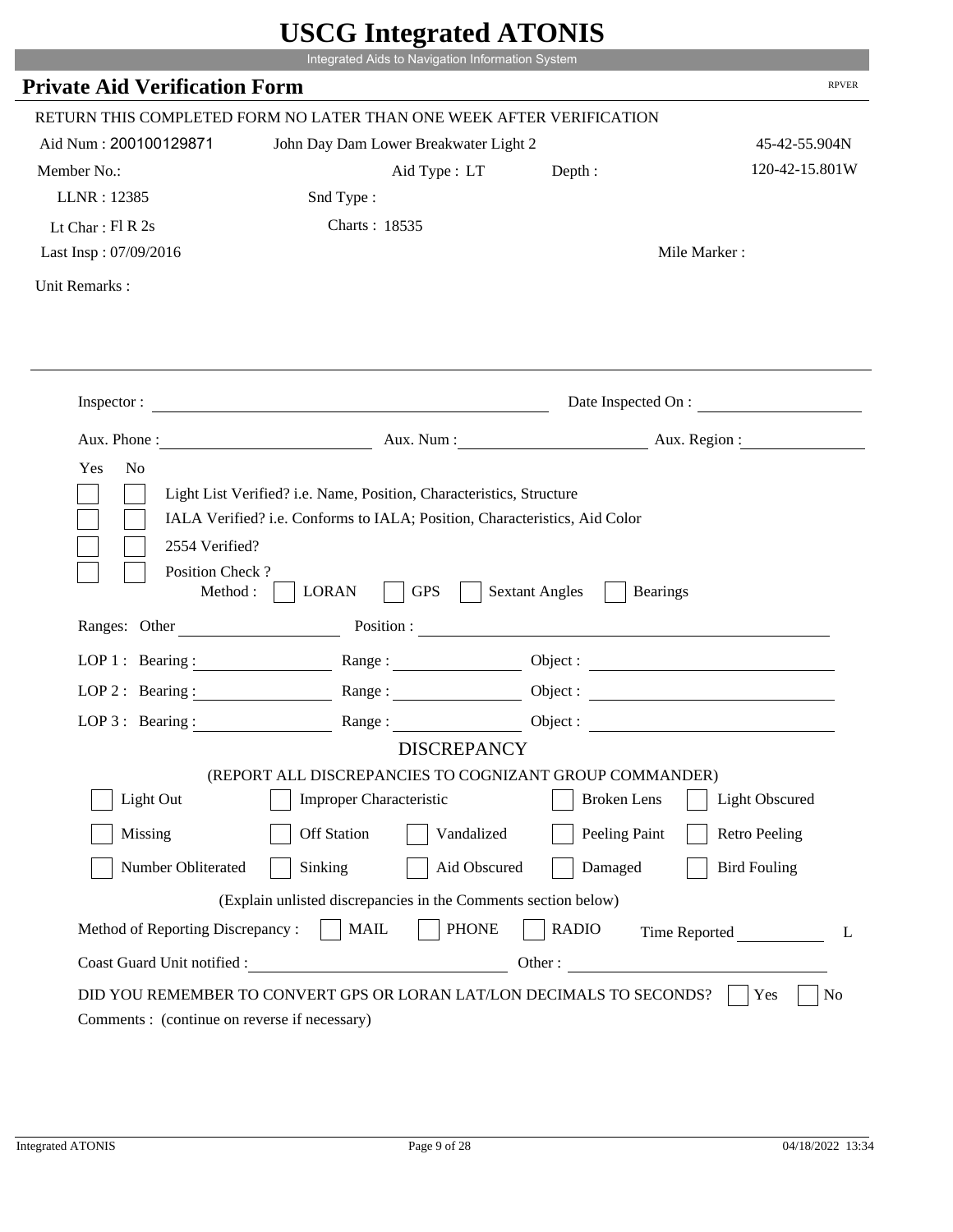# USCG Integrated ATONIS

Integrated Aids to Navigation Information System

## Private Aid Verification Form

RPVER

RETURN THIS COMPLETED FORM NO LATER THAN ONE WEEK AFTER VERIFICATION

Aid Num : 200100129871    John Day Dam Lower Breakwater Light 2    45-42-55.904N

Member No.:    Aid Type : LT    Depth :    120-42-15.801W

LLNR : 12385    Snd Type :

Lt Char : Fl R 2s    Charts : 18535

Last Insp : 07/09/2016    Mile Marker :

Unit Remarks :

---

Inspector : ____________________    Date Inspected On : ____________

Aux. Phone : ____________    Aux. Num : ____________    Aux. Region : ____________

Yes  No

[ ] [ ] Light List Verified? i.e. Name, Position, Characteristics, Structure

[ ] [ ] IALA Verified? i.e. Conforms to IALA; Position, Characteristics, Aid Color

[ ] [ ] 2554 Verified?

[ ] [ ] Position Check ?
Method : [ ] LORAN [ ] GPS [ ] Sextant Angles [ ] Bearings

Ranges: Other ____________    Position : ____________

LOP 1 : Bearing : ________    Range : ________    Object : ________

LOP 2 : Bearing : ________    Range : ________    Object : ________

LOP 3 : Bearing : ________    Range : ________    Object : ________

### DISCREPANCY

(REPORT ALL DISCREPANCIES TO COGNIZANT GROUP COMMANDER)

[ ] Light Out    [ ] Improper Characteristic    [ ] Broken Lens    [ ] Light Obscured

[ ] Missing    [ ] Off Station    [ ] Vandalized    [ ] Peeling Paint    [ ] Retro Peeling

[ ] Number Obliterated    [ ] Sinking    [ ] Aid Obscured    [ ] Damaged    [ ] Bird Fouling

(Explain unlisted discrepancies in the Comments section below)

Method of Reporting Discrepancy : [ ] MAIL [ ] PHONE [ ] RADIO    Time Reported ________ L

Coast Guard Unit notified : ____________    Other : ____________

DID YOU REMEMBER TO CONVERT GPS OR LORAN LAT/LON DECIMALS TO SECONDS? [ ] Yes [ ] No

Comments : (continue on reverse if necessary)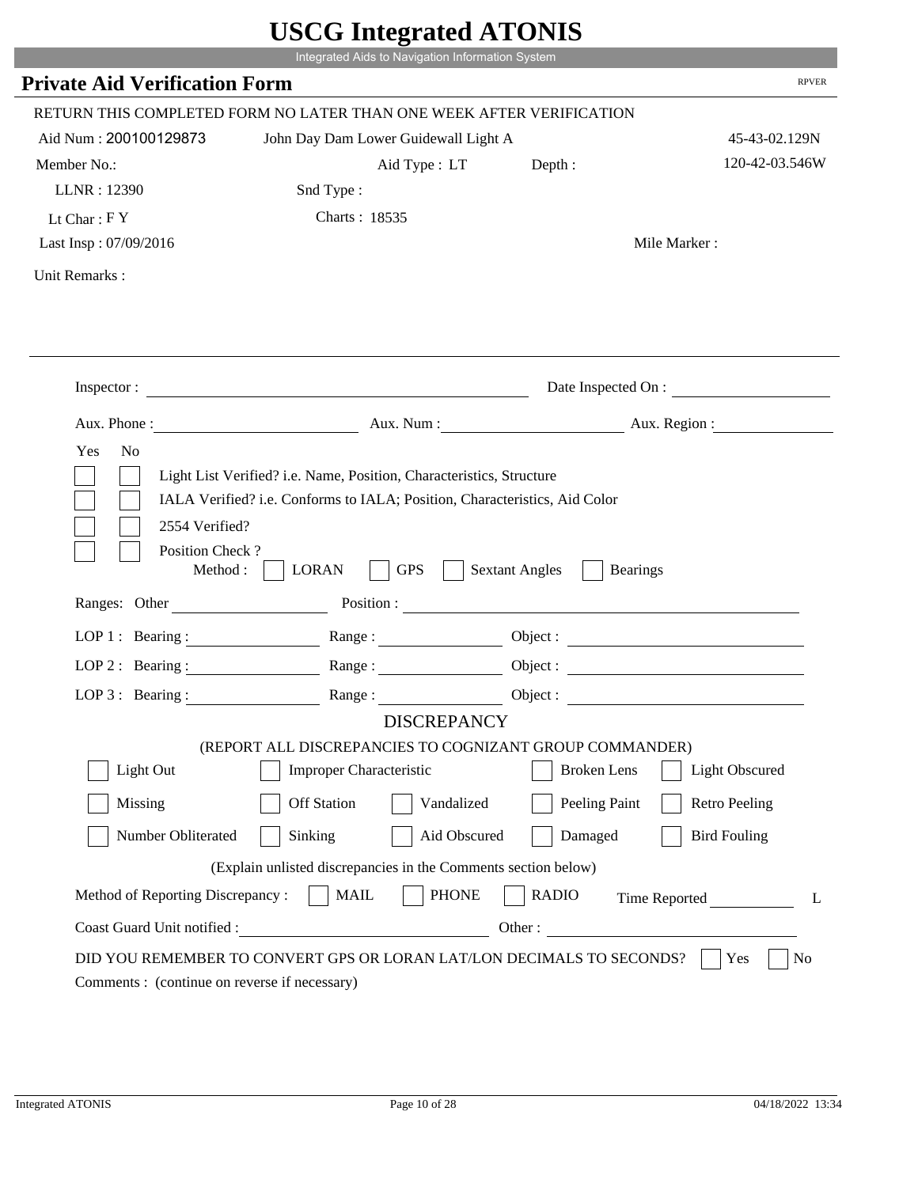# USCG Integrated ATONIS

Integrated Aids to Navigation Information System

## Private Aid Verification Form

RPVER

RETURN THIS COMPLETED FORM NO LATER THAN ONE WEEK AFTER VERIFICATION

Aid Num : 200100129873 | John Day Dam Lower Guidewall Light A | 45-43-02.129N

Member No.: | Aid Type : LT | Depth : | 120-42-03.546W

LLNR : 12390 | Snd Type :

Lt Char : F Y | Charts : 18535

Last Insp : 07/09/2016 | Mile Marker :

Unit Remarks :

---

Inspector : ______________________ Date Inspected On : ______________

Aux. Phone : ______________ Aux. Num : ______________ Aux. Region : ______________

Yes No

- [ ] [ ] Light List Verified? i.e. Name, Position, Characteristics, Structure
- [ ] [ ] IALA Verified? i.e. Conforms to IALA; Position, Characteristics, Aid Color
- [ ] [ ] 2554 Verified?
- [ ] [ ] Position Check ?

Method : [ ] LORAN [ ] GPS [ ] Sextant Angles [ ] Bearings

Ranges: Other ______________ Position : ______________

LOP 1 : Bearing : ______________ Range : ______________ Object : ______________

LOP 2 : Bearing : ______________ Range : ______________ Object : ______________

LOP 3 : Bearing : ______________ Range : ______________ Object : ______________

### DISCREPANCY

(REPORT ALL DISCREPANCIES TO COGNIZANT GROUP COMMANDER)

- [ ] Light Out
- [ ] Improper Characteristic
- [ ] Broken Lens
- [ ] Light Obscured
- [ ] Missing
- [ ] Off Station
- [ ] Vandalized
- [ ] Peeling Paint
- [ ] Retro Peeling
- [ ] Number Obliterated
- [ ] Sinking
- [ ] Aid Obscured
- [ ] Damaged
- [ ] Bird Fouling

(Explain unlisted discrepancies in the Comments section below)

Method of Reporting Discrepancy : [ ] MAIL [ ] PHONE [ ] RADIO Time Reported ______________ L

Coast Guard Unit notified : ______________ Other : ______________

DID YOU REMEMBER TO CONVERT GPS OR LORAN LAT/LON DECIMALS TO SECONDS? [ ] Yes [ ] No

Comments : (continue on reverse if necessary)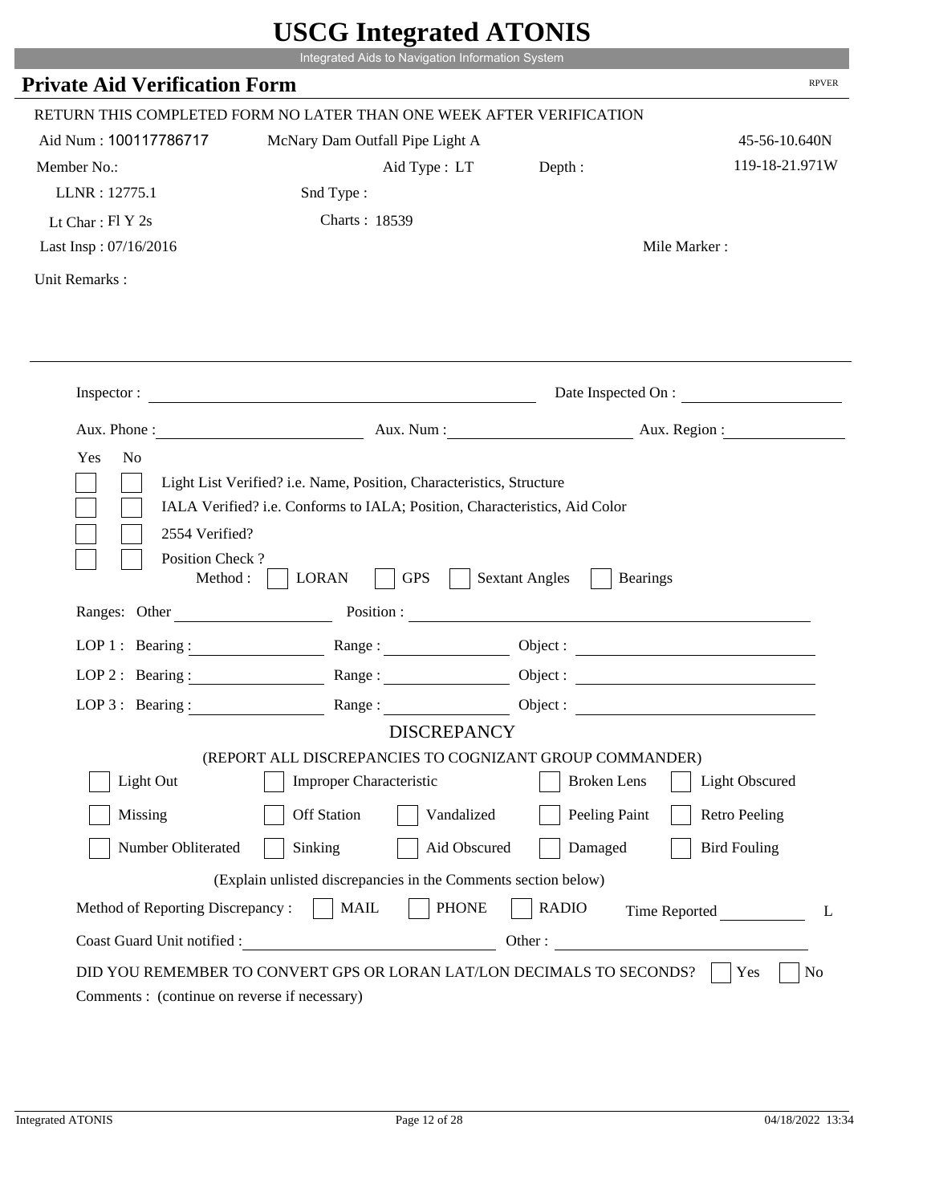# USCG Integrated ATONIS

Integrated Aids to Navigation Information System

## Private Aid Verification Form

RPVER

RETURN THIS COMPLETED FORM NO LATER THAN ONE WEEK AFTER VERIFICATION

Aid Num : 100117786717 McNary Dam Outfall Pipe Light A 45-56-10.640N

Member No.: Aid Type : LT Depth : 119-18-21.971W

LLNR : 12775.1 Snd Type :

Lt Char : Fl Y 2s Charts : 18539

Last Insp : 07/16/2016 Mile Marker :

Unit Remarks :

Inspector : Date Inspected On :

Aux. Phone : Aux. Num : Aux. Region :

Yes No

- [ ] [ ] Light List Verified? i.e. Name, Position, Characteristics, Structure
- [ ] [ ] IALA Verified? i.e. Conforms to IALA; Position, Characteristics, Aid Color
- [ ] [ ] 2554 Verified?
- [ ] [ ] Position Check ?

Method : [ ] LORAN [ ] GPS [ ] Sextant Angles [ ] Bearings

Ranges: Other Position :

LOP 1 : Bearing : Range : Object :

LOP 2 : Bearing : Range : Object :

LOP 3 : Bearing : Range : Object :

### DISCREPANCY

(REPORT ALL DISCREPANCIES TO COGNIZANT GROUP COMMANDER)

- [ ] Light Out
- [ ] Improper Characteristic
- [ ] Broken Lens
- [ ] Light Obscured
- [ ] Missing
- [ ] Off Station
- [ ] Vandalized
- [ ] Peeling Paint
- [ ] Retro Peeling
- [ ] Number Obliterated
- [ ] Sinking
- [ ] Aid Obscured
- [ ] Damaged
- [ ] Bird Fouling

(Explain unlisted discrepancies in the Comments section below)

Method of Reporting Discrepancy : [ ] MAIL [ ] PHONE [ ] RADIO Time Reported L

Coast Guard Unit notified : Other :

DID YOU REMEMBER TO CONVERT GPS OR LORAN LAT/LON DECIMALS TO SECONDS? [ ] Yes [ ] No

Comments : (continue on reverse if necessary)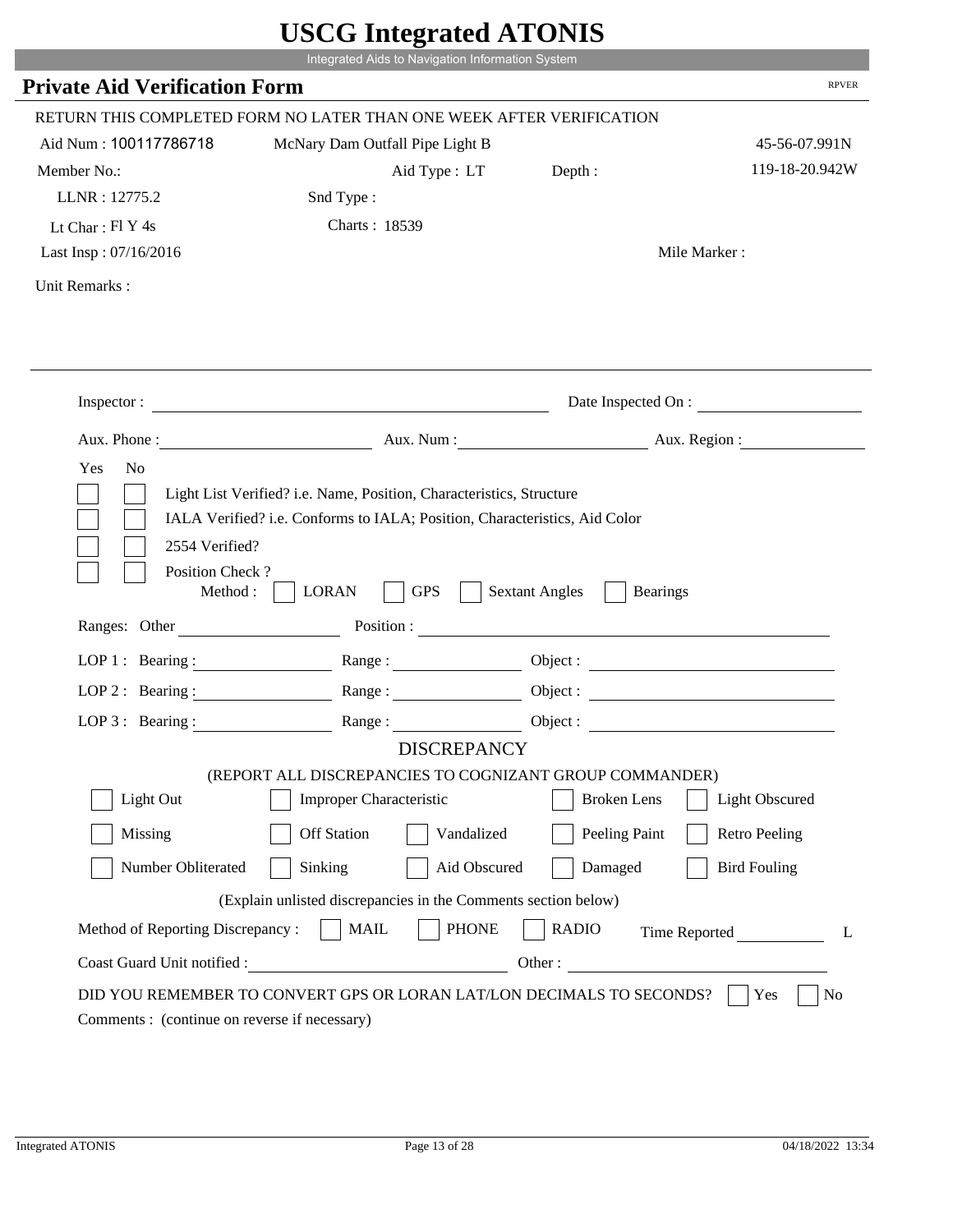# USCG Integrated ATONIS

Integrated Aids to Navigation Information System

## Private Aid Verification Form

RPVER

RETURN THIS COMPLETED FORM NO LATER THAN ONE WEEK AFTER VERIFICATION

Aid Num : 100117786718    McNary Dam Outfall Pipe Light B    45-56-07.991N

Member No.:    Aid Type : LT    Depth :    119-18-20.942W

LLNR : 12775.2    Snd Type :

Lt Char : Fl Y 4s    Charts : 18539

Last Insp : 07/16/2016    Mile Marker :

Unit Remarks :

Inspector : ____________________    Date Inspected On : ____________

Aux. Phone : ____________    Aux. Num : ____________    Aux. Region : ____________

Yes No

- [ ] [ ] Light List Verified? i.e. Name, Position, Characteristics, Structure
- [ ] [ ] IALA Verified? i.e. Conforms to IALA; Position, Characteristics, Aid Color
- [ ] [ ] 2554 Verified?
- [ ] [ ] Position Check ?

Method : [ ] LORAN [ ] GPS [ ] Sextant Angles [ ] Bearings

Ranges: Other ____________    Position : ____________

LOP 1 : Bearing : ____________    Range : ____________    Object : ____________

LOP 2 : Bearing : ____________    Range : ____________    Object : ____________

LOP 3 : Bearing : ____________    Range : ____________    Object : ____________

### DISCREPANCY

(REPORT ALL DISCREPANCIES TO COGNIZANT GROUP COMMANDER)

- [ ] Light Out
- [ ] Improper Characteristic
- [ ] Broken Lens
- [ ] Light Obscured
- [ ] Missing
- [ ] Off Station
- [ ] Vandalized
- [ ] Peeling Paint
- [ ] Retro Peeling
- [ ] Number Obliterated
- [ ] Sinking
- [ ] Aid Obscured
- [ ] Damaged
- [ ] Bird Fouling

(Explain unlisted discrepancies in the Comments section below)

Method of Reporting Discrepancy : [ ] MAIL [ ] PHONE [ ] RADIO    Time Reported ____________ L

Coast Guard Unit notified : ____________    Other : ____________

DID YOU REMEMBER TO CONVERT GPS OR LORAN LAT/LON DECIMALS TO SECONDS? [ ] Yes [ ] No

Comments : (continue on reverse if necessary)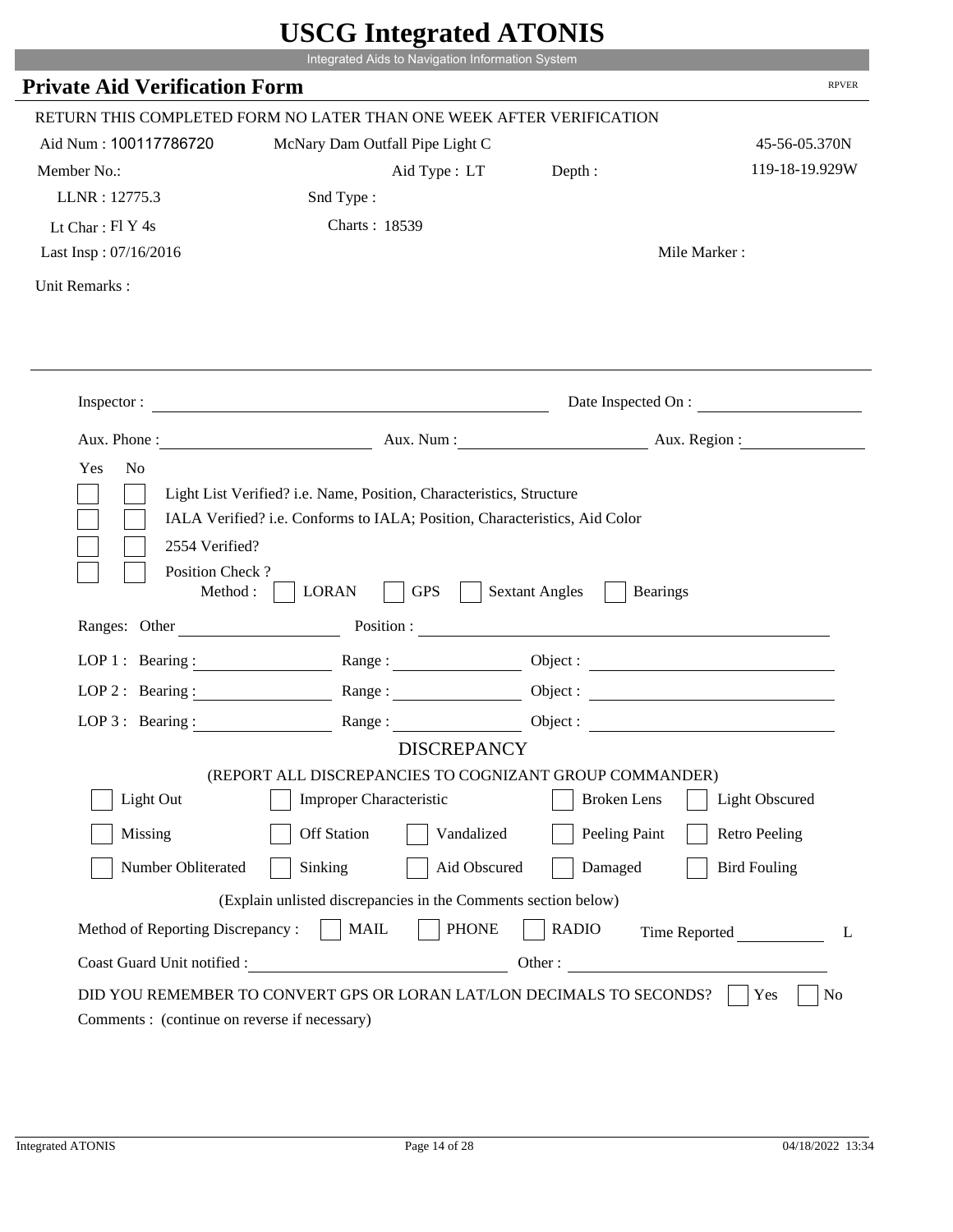# USCG Integrated ATONIS

Integrated Aids to Navigation Information System

## Private Aid Verification Form

RPVER

RETURN THIS COMPLETED FORM NO LATER THAN ONE WEEK AFTER VERIFICATION

Aid Num : 100117786720 McNary Dam Outfall Pipe Light C 45-56-05.370N

Member No.: Aid Type : LT Depth : 119-18-19.929W

LLNR : 12775.3 Snd Type :

Lt Char : Fl Y 4s Charts : 18539

Last Insp : 07/16/2016 Mile Marker :

Unit Remarks :

---

Inspector : ______________________ Date Inspected On : ______________

Aux. Phone : ______________ Aux. Num : ______________ Aux. Region : ______________

Yes No

☐ ☐ Light List Verified? i.e. Name, Position, Characteristics, Structure

☐ ☐ IALA Verified? i.e. Conforms to IALA; Position, Characteristics, Aid Color

☐ ☐ 2554 Verified?

☐ ☐ Position Check ?

Method : ☐ LORAN ☐ GPS ☐ Sextant Angles ☐ Bearings

Ranges: Other ______________ Position : ______________________

LOP 1 : Bearing : ______________ Range : ______________ Object : ______________

LOP 2 : Bearing : ______________ Range : ______________ Object : ______________

LOP 3 : Bearing : ______________ Range : ______________ Object : ______________

### DISCREPANCY

(REPORT ALL DISCREPANCIES TO COGNIZANT GROUP COMMANDER)

☐ Light Out ☐ Improper Characteristic ☐ Broken Lens ☐ Light Obscured

☐ Missing ☐ Off Station ☐ Vandalized ☐ Peeling Paint ☐ Retro Peeling

☐ Number Obliterated ☐ Sinking ☐ Aid Obscured ☐ Damaged ☐ Bird Fouling

(Explain unlisted discrepancies in the Comments section below)

Method of Reporting Discrepancy : ☐ MAIL ☐ PHONE ☐ RADIO Time Reported __________ L

Coast Guard Unit notified : ______________________ Other : ______________________

DID YOU REMEMBER TO CONVERT GPS OR LORAN LAT/LON DECIMALS TO SECONDS? ☐ Yes ☐ No

Comments : (continue on reverse if necessary)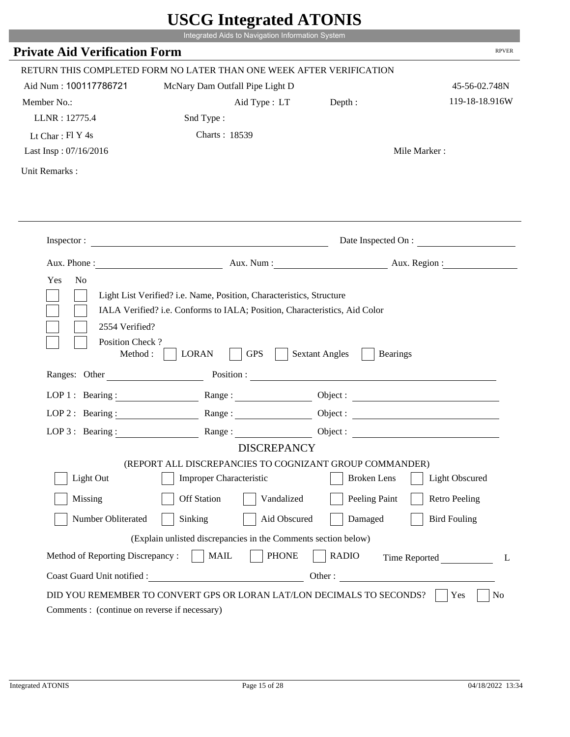# USCG Integrated ATONIS

Integrated Aids to Navigation Information System

## Private Aid Verification Form

RPVER

RETURN THIS COMPLETED FORM NO LATER THAN ONE WEEK AFTER VERIFICATION

Aid Num : 100117786721    McNary Dam Outfall Pipe Light D    45-56-02.748N

Member No.:    Aid Type : LT    Depth :    119-18-18.916W

LLNR : 12775.4    Snd Type :

Lt Char : Fl Y 4s    Charts : 18539

Last Insp : 07/16/2016    Mile Marker :

Unit Remarks :

Inspector : ______________________    Date Inspected On : ______________

Aux. Phone : ______________    Aux. Num : ______________    Aux. Region : ______________

Yes  No

☐ ☐ Light List Verified? i.e. Name, Position, Characteristics, Structure

☐ ☐ IALA Verified? i.e. Conforms to IALA; Position, Characteristics, Aid Color

☐ ☐ 2554 Verified?

☐ ☐ Position Check ?

Method : ☐ LORAN ☐ GPS ☐ Sextant Angles ☐ Bearings

Ranges: Other ______________    Position : ______________________

LOP 1 : Bearing : ____________ Range : ____________ Object : ______________

LOP 2 : Bearing : ____________ Range : ____________ Object : ______________

LOP 3 : Bearing : ____________ Range : ____________ Object : ______________

### DISCREPANCY

(REPORT ALL DISCREPANCIES TO COGNIZANT GROUP COMMANDER)

☐ Light Out  ☐ Improper Characteristic  ☐ Broken Lens  ☐ Light Obscured

☐ Missing  ☐ Off Station  ☐ Vandalized  ☐ Peeling Paint  ☐ Retro Peeling

☐ Number Obliterated  ☐ Sinking  ☐ Aid Obscured  ☐ Damaged  ☐ Bird Fouling

(Explain unlisted discrepancies in the Comments section below)

Method of Reporting Discrepancy : ☐ MAIL ☐ PHONE ☐ RADIO    Time Reported ________ L

Coast Guard Unit notified : ______________________    Other : ______________

DID YOU REMEMBER TO CONVERT GPS OR LORAN LAT/LON DECIMALS TO SECONDS? ☐ Yes ☐ No

Comments : (continue on reverse if necessary)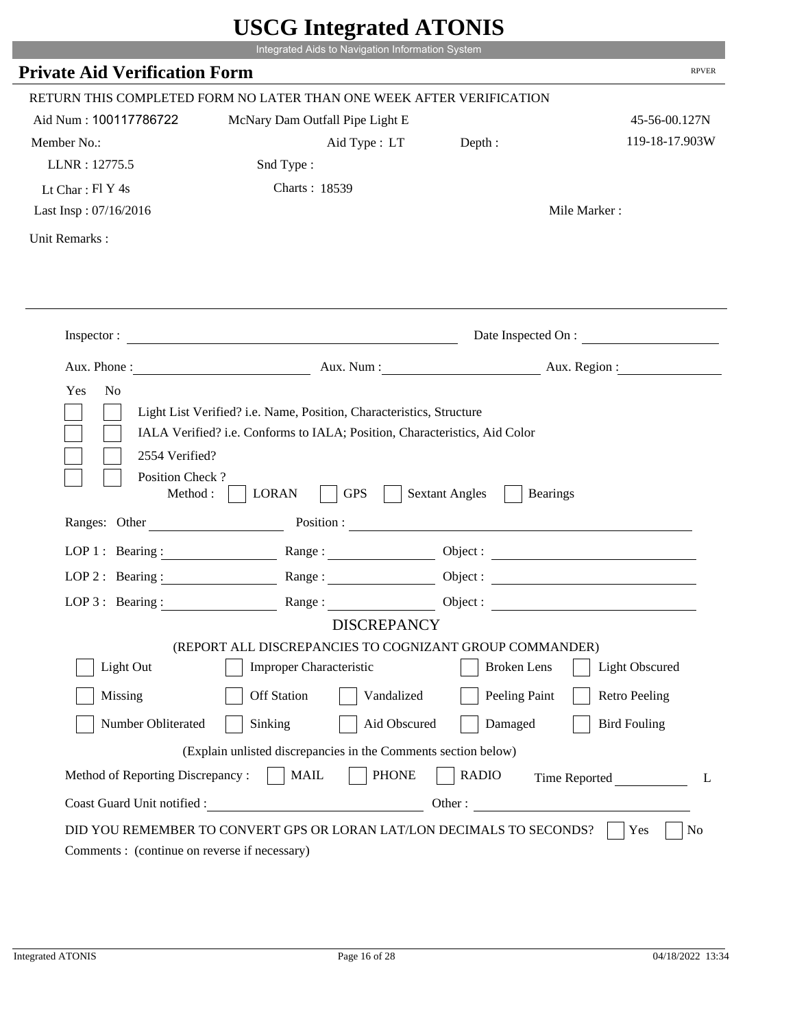# USCG Integrated ATONIS

Integrated Aids to Navigation Information System

## Private Aid Verification Form

RPVER

RETURN THIS COMPLETED FORM NO LATER THAN ONE WEEK AFTER VERIFICATION

Aid Num : 100117786722 McNary Dam Outfall Pipe Light E 45-56-00.127N

Member No.: Aid Type : LT Depth : 119-18-17.903W

LLNR : 12775.5 Snd Type :

Lt Char : Fl Y 4s Charts : 18539

Last Insp : 07/16/2016 Mile Marker :

Unit Remarks :

Inspector : Date Inspected On :

Aux. Phone : Aux. Num : Aux. Region :

Yes No

- [ ] [ ] Light List Verified? i.e. Name, Position, Characteristics, Structure
- [ ] [ ] IALA Verified? i.e. Conforms to IALA; Position, Characteristics, Aid Color
- [ ] [ ] 2554 Verified?
- [ ] [ ] Position Check ?

Method : [ ] LORAN [ ] GPS [ ] Sextant Angles [ ] Bearings

Ranges: Other Position :

LOP 1 : Bearing : Range : Object :

LOP 2 : Bearing : Range : Object :

LOP 3 : Bearing : Range : Object :

### DISCREPANCY

(REPORT ALL DISCREPANCIES TO COGNIZANT GROUP COMMANDER)

- [ ] Light Out
- [ ] Improper Characteristic
- [ ] Broken Lens
- [ ] Light Obscured
- [ ] Missing
- [ ] Off Station
- [ ] Vandalized
- [ ] Peeling Paint
- [ ] Retro Peeling
- [ ] Number Obliterated
- [ ] Sinking
- [ ] Aid Obscured
- [ ] Damaged
- [ ] Bird Fouling

(Explain unlisted discrepancies in the Comments section below)

Method of Reporting Discrepancy : [ ] MAIL [ ] PHONE [ ] RADIO Time Reported L

Coast Guard Unit notified : Other :

DID YOU REMEMBER TO CONVERT GPS OR LORAN LAT/LON DECIMALS TO SECONDS? [ ] Yes [ ] No

Comments : (continue on reverse if necessary)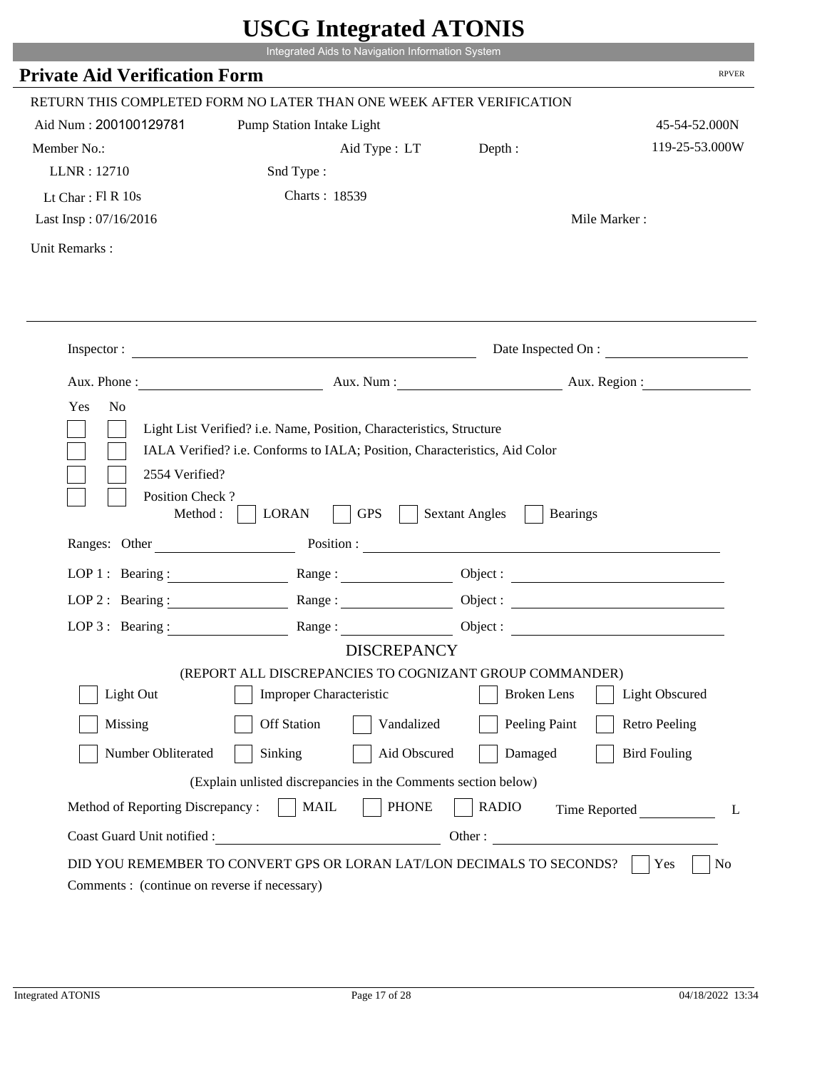# USCG Integrated ATONIS

Integrated Aids to Navigation Information System

## Private Aid Verification Form

RPVER

RETURN THIS COMPLETED FORM NO LATER THAN ONE WEEK AFTER VERIFICATION

Aid Num : 200100129781    Pump Station Intake Light    45-54-52.000N

Member No.:    Aid Type : LT    Depth :    119-25-53.000W

LLNR : 12710    Snd Type :

Lt Char : Fl R 10s    Charts : 18539

Last Insp : 07/16/2016    Mile Marker :

Unit Remarks :

---

Inspector : ______________________    Date Inspected On : ______________

Aux. Phone : ______________    Aux. Num : ______________    Aux. Region : ______________

Yes  No

- [ ] [ ] Light List Verified? i.e. Name, Position, Characteristics, Structure
- [ ] [ ] IALA Verified? i.e. Conforms to IALA; Position, Characteristics, Aid Color
- [ ] [ ] 2554 Verified?
- [ ] [ ] Position Check ?
  Method : [ ] LORAN [ ] GPS [ ] Sextant Angles [ ] Bearings

Ranges: Other ______________    Position : ______________________

LOP 1 : Bearing : ______________    Range : ______________    Object : ______________

LOP 2 : Bearing : ______________    Range : ______________    Object : ______________

LOP 3 : Bearing : ______________    Range : ______________    Object : ______________

### DISCREPANCY

(REPORT ALL DISCREPANCIES TO COGNIZANT GROUP COMMANDER)

| | | | | |
|---|---|---|---|---|
| [ ] Light Out | [ ] Improper Characteristic | | [ ] Broken Lens | [ ] Light Obscured |
| [ ] Missing | [ ] Off Station | [ ] Vandalized | [ ] Peeling Paint | [ ] Retro Peeling |
| [ ] Number Obliterated | [ ] Sinking | [ ] Aid Obscured | [ ] Damaged | [ ] Bird Fouling |

(Explain unlisted discrepancies in the Comments section below)

Method of Reporting Discrepancy : [ ] MAIL [ ] PHONE [ ] RADIO    Time Reported ______________ L

Coast Guard Unit notified : ______________________    Other : ______________________

DID YOU REMEMBER TO CONVERT GPS OR LORAN LAT/LON DECIMALS TO SECONDS? [ ] Yes [ ] No

Comments : (continue on reverse if necessary)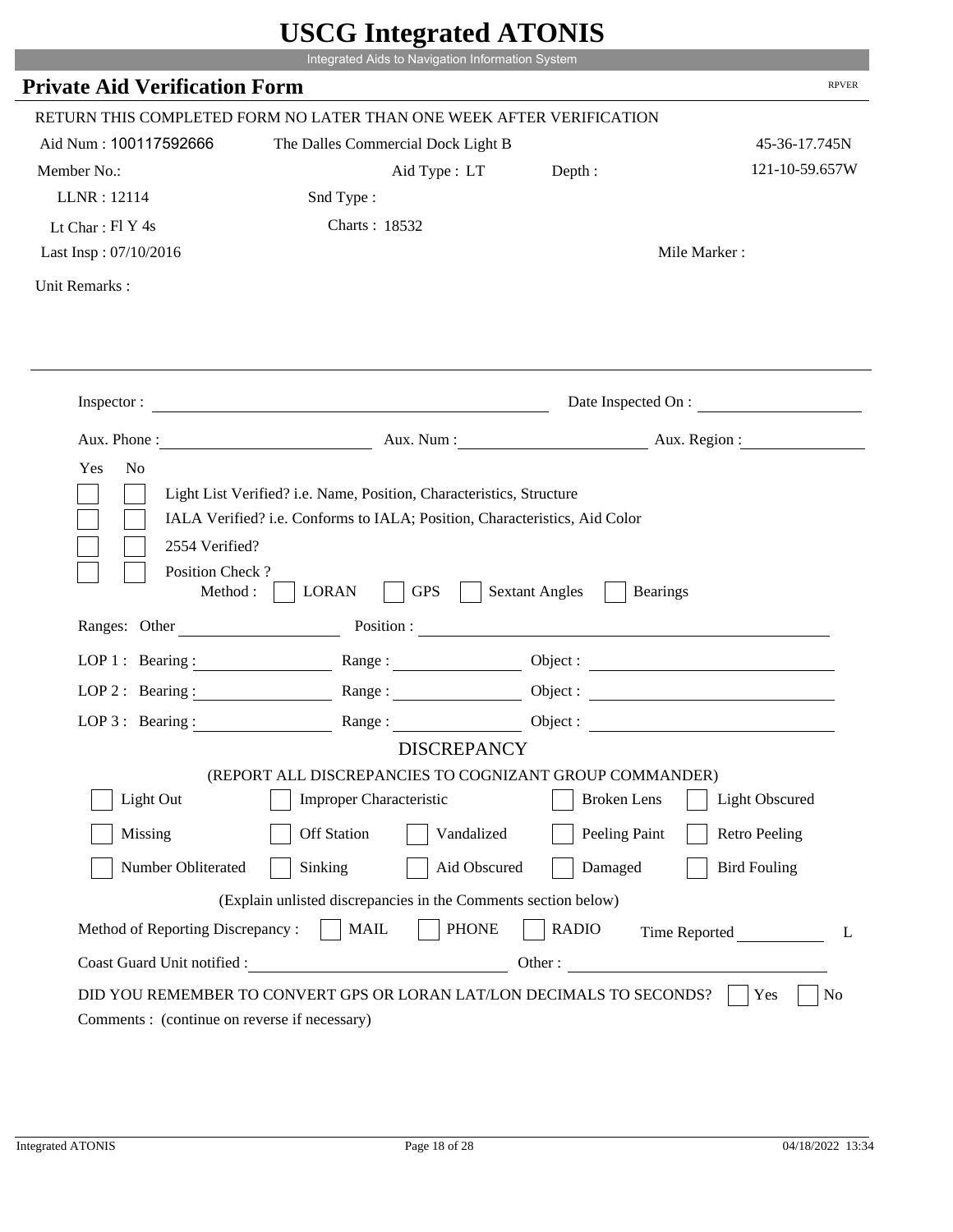# USCG Integrated ATONIS

Integrated Aids to Navigation Information System

## Private Aid Verification Form

RPVER

RETURN THIS COMPLETED FORM NO LATER THAN ONE WEEK AFTER VERIFICATION

Aid Num : 100117592666 The Dalles Commercial Dock Light B 45-36-17.745N

Member No.: Aid Type : LT Depth : 121-10-59.657W

LLNR : 12114 Snd Type :

Lt Char : Fl Y 4s Charts : 18532

Last Insp : 07/10/2016 Mile Marker :

Unit Remarks :

Inspector : Date Inspected On :

Aux. Phone : Aux. Num : Aux. Region :

Yes No

- [ ] [ ] Light List Verified? i.e. Name, Position, Characteristics, Structure
- [ ] [ ] IALA Verified? i.e. Conforms to IALA; Position, Characteristics, Aid Color
- [ ] [ ] 2554 Verified?
- [ ] [ ] Position Check ?

Method : [ ] LORAN [ ] GPS [ ] Sextant Angles [ ] Bearings

Ranges: Other Position :

LOP 1 : Bearing : Range : Object :

LOP 2 : Bearing : Range : Object :

LOP 3 : Bearing : Range : Object :

### DISCREPANCY

(REPORT ALL DISCREPANCIES TO COGNIZANT GROUP COMMANDER)

- [ ] Light Out
- [ ] Improper Characteristic
- [ ] Broken Lens
- [ ] Light Obscured
- [ ] Missing
- [ ] Off Station
- [ ] Vandalized
- [ ] Peeling Paint
- [ ] Retro Peeling
- [ ] Number Obliterated
- [ ] Sinking
- [ ] Aid Obscured
- [ ] Damaged
- [ ] Bird Fouling

(Explain unlisted discrepancies in the Comments section below)

Method of Reporting Discrepancy : [ ] MAIL [ ] PHONE [ ] RADIO Time Reported L

Coast Guard Unit notified : Other :

DID YOU REMEMBER TO CONVERT GPS OR LORAN LAT/LON DECIMALS TO SECONDS? [ ] Yes [ ] No

Comments : (continue on reverse if necessary)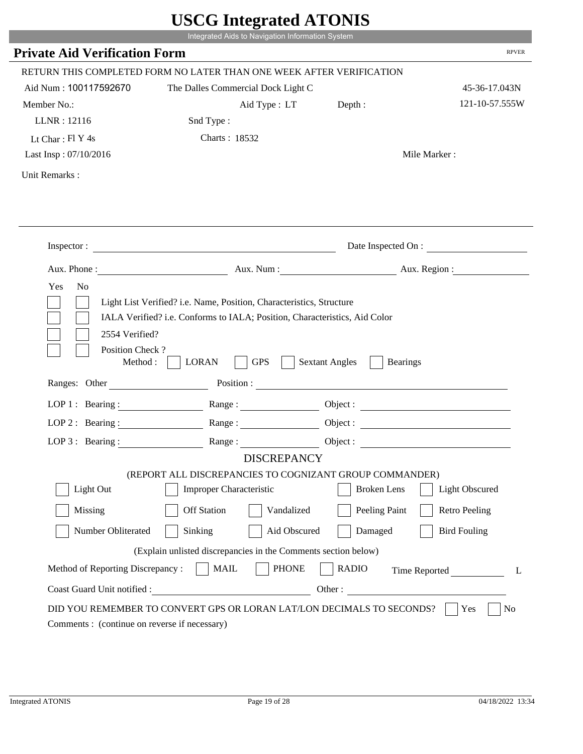# USCG Integrated ATONIS

Integrated Aids to Navigation Information System

## Private Aid Verification Form

RPVER

RETURN THIS COMPLETED FORM NO LATER THAN ONE WEEK AFTER VERIFICATION

Aid Num : 100117592670　　The Dalles Commercial Dock Light C　　45-36-17.043N

Member No.:　　Aid Type : LT　　Depth :　　121-10-57.555W

LLNR : 12116　　Snd Type :

Lt Char : Fl Y 4s　　Charts : 18532

Last Insp : 07/10/2016　　Mile Marker :

Unit Remarks :

---

Inspector : ______________________　　Date Inspected On : ______________

Aux. Phone : ______________　　Aux. Num : ______________　　Aux. Region : ______________

| Yes | No | |
|---|---|---|
| ☐ | ☐ | Light List Verified? i.e. Name, Position, Characteristics, Structure |
| ☐ | ☐ | IALA Verified? i.e. Conforms to IALA; Position, Characteristics, Aid Color |
| ☐ | ☐ | 2554 Verified? |
| ☐ | ☐ | Position Check ? |

Method : ☐ LORAN　☐ GPS　☐ Sextant Angles　☐ Bearings

Ranges: Other ______________　　Position : ______________________

LOP 1 : Bearing : ______________　Range : ______________　Object : ______________

LOP 2 : Bearing : ______________　Range : ______________　Object : ______________

LOP 3 : Bearing : ______________　Range : ______________　Object : ______________

### DISCREPANCY

(REPORT ALL DISCREPANCIES TO COGNIZANT GROUP COMMANDER)

| | | | | |
|---|---|---|---|---|
| ☐ Light Out | ☐ Improper Characteristic | | ☐ Broken Lens | ☐ Light Obscured |
| ☐ Missing | ☐ Off Station | ☐ Vandalized | ☐ Peeling Paint | ☐ Retro Peeling |
| ☐ Number Obliterated | ☐ Sinking | ☐ Aid Obscured | ☐ Damaged | ☐ Bird Fouling |

(Explain unlisted discrepancies in the Comments section below)

Method of Reporting Discrepancy : ☐ MAIL　☐ PHONE　☐ RADIO　　Time Reported ______________ L

Coast Guard Unit notified : ______________________　　Other : ______________________

DID YOU REMEMBER TO CONVERT GPS OR LORAN LAT/LON DECIMALS TO SECONDS? ☐ Yes　☐ No

Comments : (continue on reverse if necessary)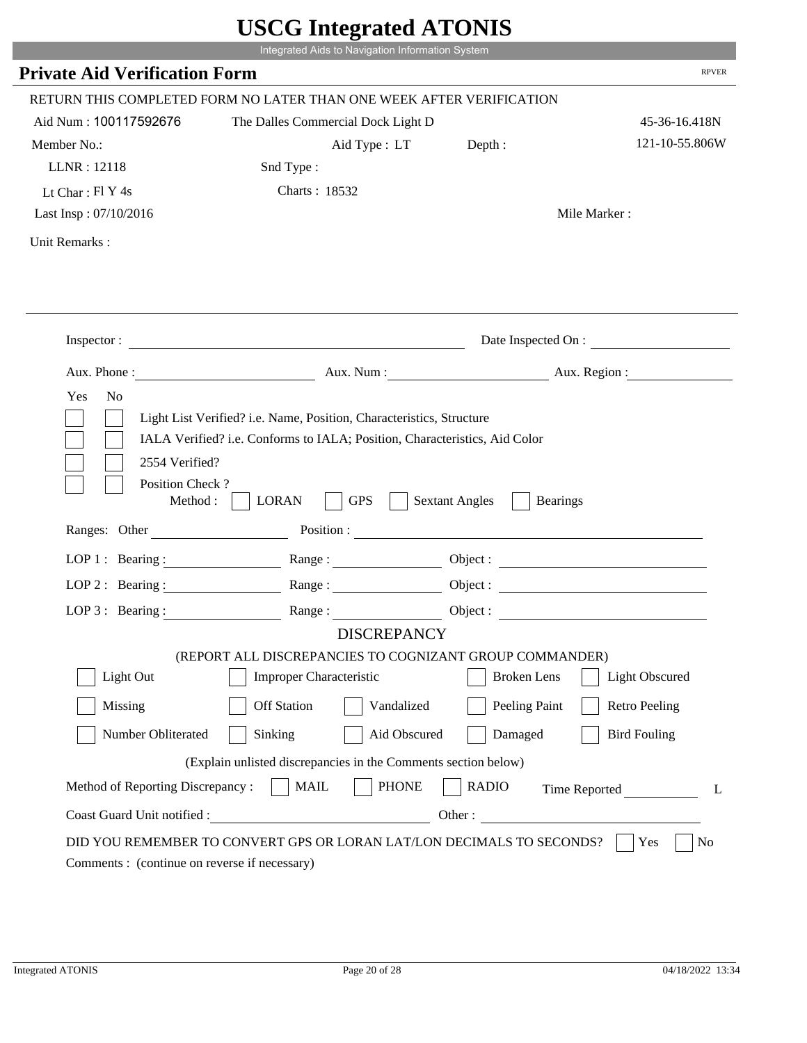# USCG Integrated ATONIS

Integrated Aids to Navigation Information System

## Private Aid Verification Form

RPVER

RETURN THIS COMPLETED FORM NO LATER THAN ONE WEEK AFTER VERIFICATION

Aid Num : 100117592676 The Dalles Commercial Dock Light D 45-36-16.418N

Member No.: Aid Type : LT Depth : 121-10-55.806W

LLNR : 12118 Snd Type :

Lt Char : Fl Y 4s Charts : 18532

Last Insp : 07/10/2016 Mile Marker :

Unit Remarks :

Inspector : Date Inspected On :

Aux. Phone : Aux. Num : Aux. Region :

Yes No

- [ ] [ ] Light List Verified? i.e. Name, Position, Characteristics, Structure
- [ ] [ ] IALA Verified? i.e. Conforms to IALA; Position, Characteristics, Aid Color
- [ ] [ ] 2554 Verified?
- [ ] [ ] Position Check ?

Method : [ ] LORAN [ ] GPS [ ] Sextant Angles [ ] Bearings

Ranges: Other Position :

LOP 1 : Bearing : Range : Object :

LOP 2 : Bearing : Range : Object :

LOP 3 : Bearing : Range : Object :

### DISCREPANCY

(REPORT ALL DISCREPANCIES TO COGNIZANT GROUP COMMANDER)

- [ ] Light Out
- [ ] Improper Characteristic
- [ ] Broken Lens
- [ ] Light Obscured
- [ ] Missing
- [ ] Off Station
- [ ] Vandalized
- [ ] Peeling Paint
- [ ] Retro Peeling
- [ ] Number Obliterated
- [ ] Sinking
- [ ] Aid Obscured
- [ ] Damaged
- [ ] Bird Fouling

(Explain unlisted discrepancies in the Comments section below)

Method of Reporting Discrepancy : [ ] MAIL [ ] PHONE [ ] RADIO Time Reported L

Coast Guard Unit notified : Other :

DID YOU REMEMBER TO CONVERT GPS OR LORAN LAT/LON DECIMALS TO SECONDS? [ ] Yes [ ] No

Comments : (continue on reverse if necessary)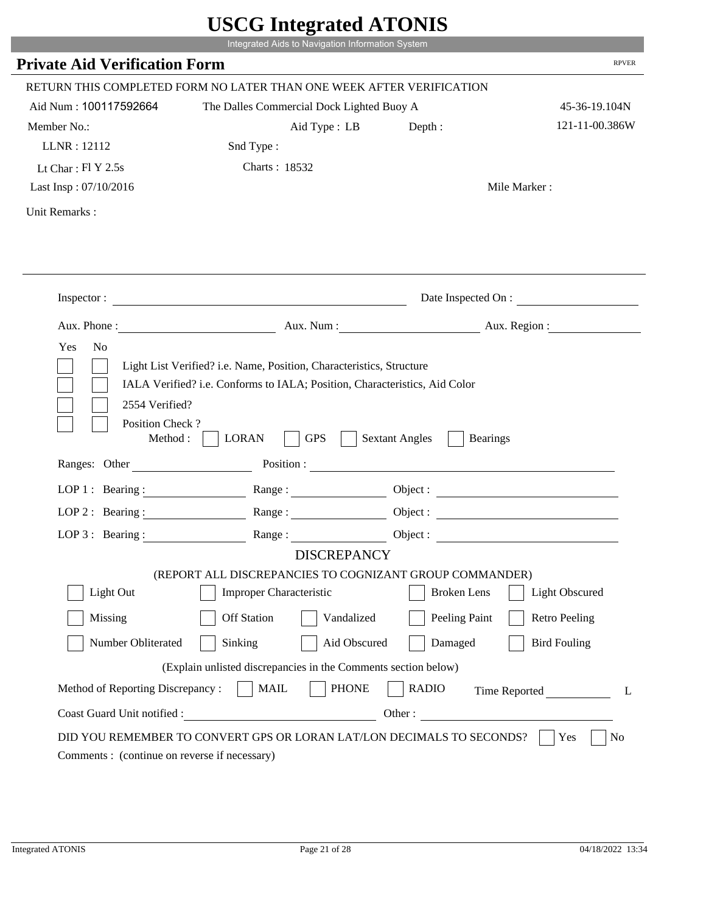# USCG Integrated ATONIS

Integrated Aids to Navigation Information System

## Private Aid Verification Form

RPVER

RETURN THIS COMPLETED FORM NO LATER THAN ONE WEEK AFTER VERIFICATION

Aid Num : 100117592664    The Dalles Commercial Dock Lighted Buoy A    45-36-19.104N

Member No.:    Aid Type : LB    Depth :    121-11-00.386W

LLNR : 12112    Snd Type :

Lt Char : Fl Y 2.5s    Charts : 18532

Last Insp : 07/10/2016    Mile Marker :

Unit Remarks :

---

Inspector : ____________________    Date Inspected On : ____________________

Aux. Phone : ____________________    Aux. Num : ____________________    Aux. Region : ____________________

Yes  No

☐ ☐ Light List Verified? i.e. Name, Position, Characteristics, Structure

☐ ☐ IALA Verified? i.e. Conforms to IALA; Position, Characteristics, Aid Color

☐ ☐ 2554 Verified?

☐ ☐ Position Check ?

Method : ☐ LORAN ☐ GPS ☐ Sextant Angles ☐ Bearings

Ranges: Other ____________________ Position : ____________________

LOP 1 : Bearing : ____________ Range : ____________ Object : ____________

LOP 2 : Bearing : ____________ Range : ____________ Object : ____________

LOP 3 : Bearing : ____________ Range : ____________ Object : ____________

### DISCREPANCY

(REPORT ALL DISCREPANCIES TO COGNIZANT GROUP COMMANDER)

☐ Light Out ☐ Improper Characteristic ☐ Broken Lens ☐ Light Obscured

☐ Missing ☐ Off Station ☐ Vandalized ☐ Peeling Paint ☐ Retro Peeling

☐ Number Obliterated ☐ Sinking ☐ Aid Obscured ☐ Damaged ☐ Bird Fouling

(Explain unlisted discrepancies in the Comments section below)

Method of Reporting Discrepancy : ☐ MAIL ☐ PHONE ☐ RADIO    Time Reported __________ L

Coast Guard Unit notified : ____________________ Other : ____________________

DID YOU REMEMBER TO CONVERT GPS OR LORAN LAT/LON DECIMALS TO SECONDS? ☐ Yes ☐ No

Comments : (continue on reverse if necessary)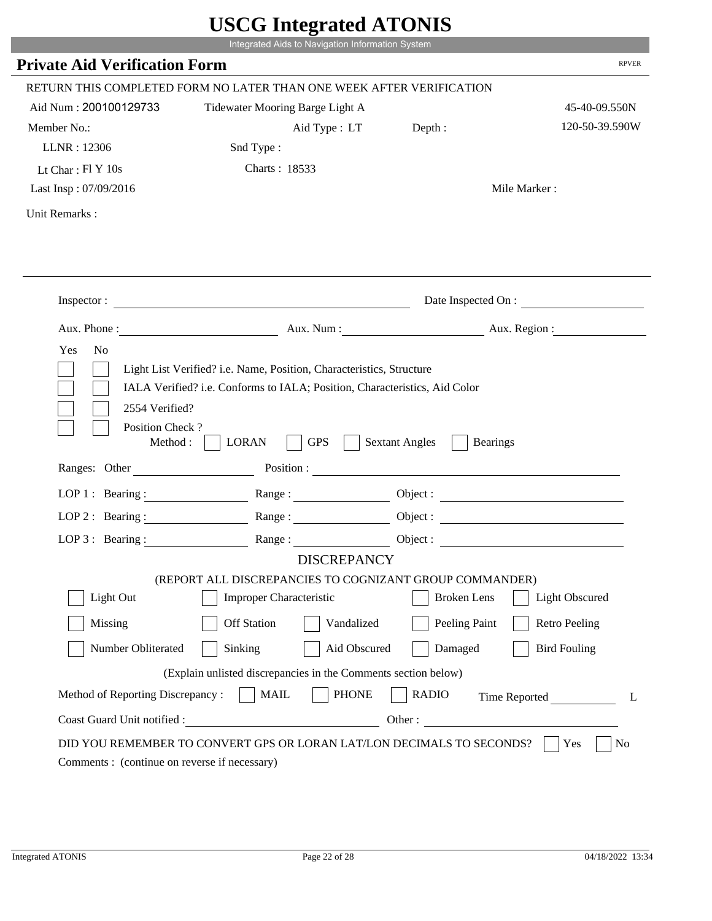# USCG Integrated ATONIS

Integrated Aids to Navigation Information System

## Private Aid Verification Form

RPVER

RETURN THIS COMPLETED FORM NO LATER THAN ONE WEEK AFTER VERIFICATION

Aid Num : 200100129733 Tidewater Mooring Barge Light A 45-40-09.550N

Member No.: Aid Type : LT Depth : 120-50-39.590W

LLNR : 12306 Snd Type :

Lt Char : Fl Y 10s Charts : 18533

Last Insp : 07/09/2016 Mile Marker :

Unit Remarks :

Inspector : Date Inspected On :

Aux. Phone : Aux. Num : Aux. Region :

Yes No

- [ ] [ ] Light List Verified? i.e. Name, Position, Characteristics, Structure
- [ ] [ ] IALA Verified? i.e. Conforms to IALA; Position, Characteristics, Aid Color
- [ ] [ ] 2554 Verified?
- [ ] [ ] Position Check ?

Method : [ ] LORAN [ ] GPS [ ] Sextant Angles [ ] Bearings

Ranges: Other Position :

LOP 1 : Bearing : Range : Object :

LOP 2 : Bearing : Range : Object :

LOP 3 : Bearing : Range : Object :

### DISCREPANCY

(REPORT ALL DISCREPANCIES TO COGNIZANT GROUP COMMANDER)

- [ ] Light Out [ ] Improper Characteristic [ ] Broken Lens [ ] Light Obscured
- [ ] Missing [ ] Off Station [ ] Vandalized [ ] Peeling Paint [ ] Retro Peeling
- [ ] Number Obliterated [ ] Sinking [ ] Aid Obscured [ ] Damaged [ ] Bird Fouling

(Explain unlisted discrepancies in the Comments section below)

Method of Reporting Discrepancy : [ ] MAIL [ ] PHONE [ ] RADIO Time Reported L

Coast Guard Unit notified : Other :

DID YOU REMEMBER TO CONVERT GPS OR LORAN LAT/LON DECIMALS TO SECONDS? [ ] Yes [ ] No

Comments : (continue on reverse if necessary)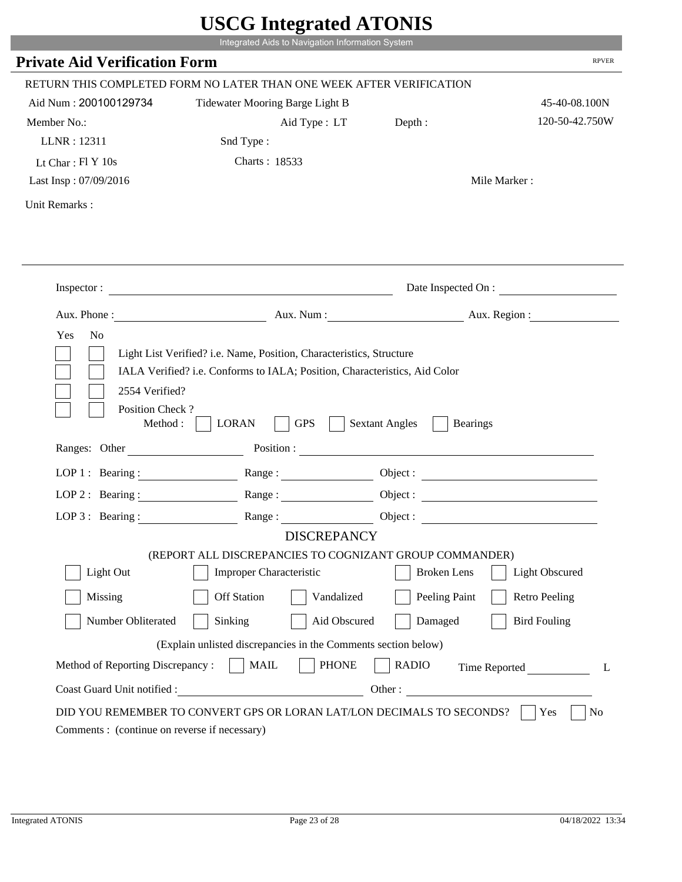# USCG Integrated ATONIS

Integrated Aids to Navigation Information System

## Private Aid Verification Form

RPVER

RETURN THIS COMPLETED FORM NO LATER THAN ONE WEEK AFTER VERIFICATION

Aid Num : 200100129734 Tidewater Mooring Barge Light B 45-40-08.100N

Member No.: Aid Type : LT Depth : 120-50-42.750W

LLNR : 12311 Snd Type :

Lt Char : Fl Y 10s Charts : 18533

Last Insp : 07/09/2016 Mile Marker :

Unit Remarks :

Inspector : Date Inspected On :

Aux. Phone : Aux. Num : Aux. Region :

Yes No

- Light List Verified? i.e. Name, Position, Characteristics, Structure
- IALA Verified? i.e. Conforms to IALA; Position, Characteristics, Aid Color
- 2554 Verified?
- Position Check ?
  Method : LORAN GPS Sextant Angles Bearings

Ranges: Other Position :

LOP 1 : Bearing : Range : Object :

LOP 2 : Bearing : Range : Object :

LOP 3 : Bearing : Range : Object :

### DISCREPANCY

(REPORT ALL DISCREPANCIES TO COGNIZANT GROUP COMMANDER)

| | | | | |
|---|---|---|---|---|
| Light Out | Improper Characteristic | | Broken Lens | Light Obscured |
| Missing | Off Station | Vandalized | Peeling Paint | Retro Peeling |
| Number Obliterated | Sinking | Aid Obscured | Damaged | Bird Fouling |

(Explain unlisted discrepancies in the Comments section below)

Method of Reporting Discrepancy : MAIL PHONE RADIO Time Reported L

Coast Guard Unit notified : Other :

DID YOU REMEMBER TO CONVERT GPS OR LORAN LAT/LON DECIMALS TO SECONDS? Yes No

Comments : (continue on reverse if necessary)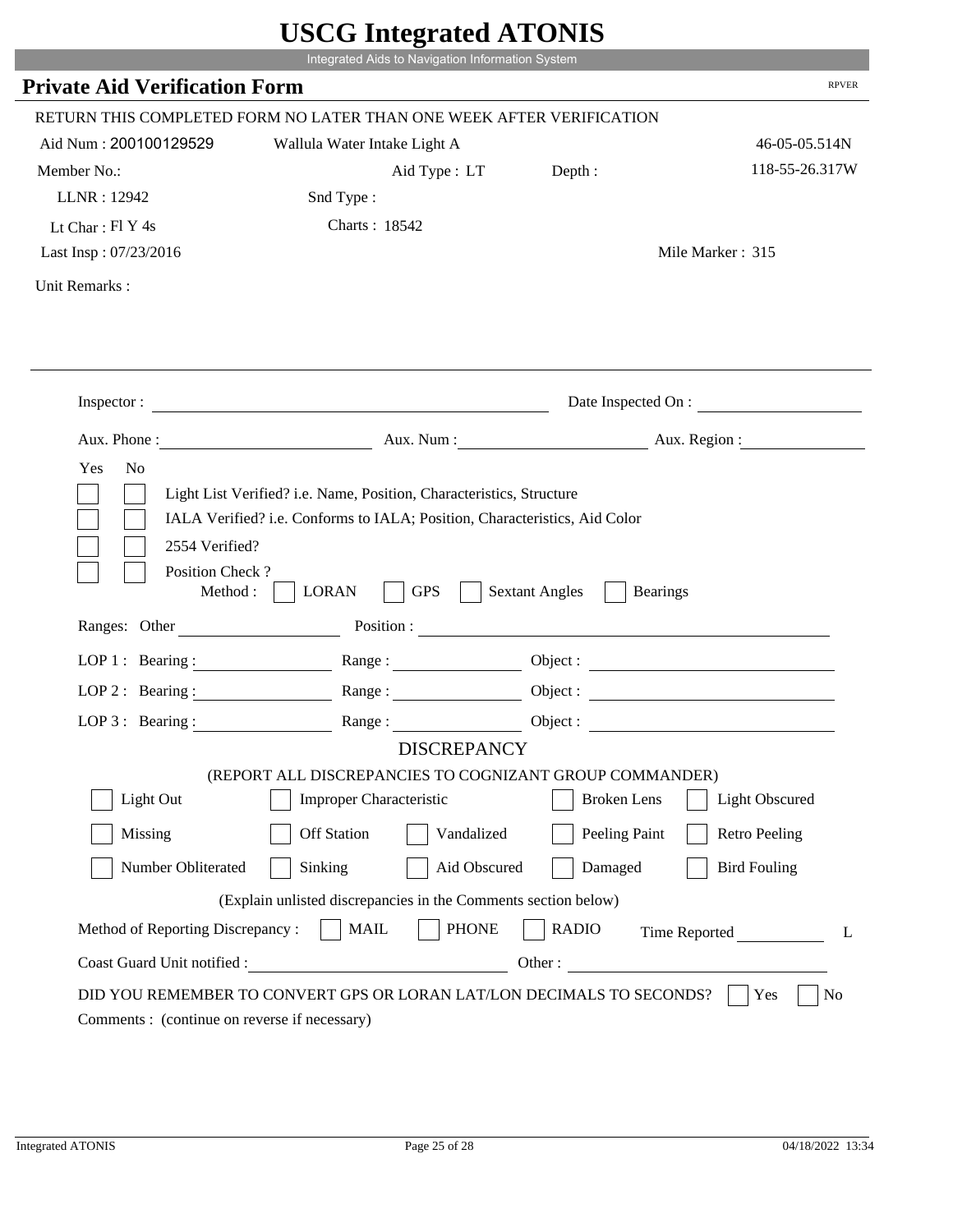# USCG Integrated ATONIS

Integrated Aids to Navigation Information System

## Private Aid Verification Form

RPVER

RETURN THIS COMPLETED FORM NO LATER THAN ONE WEEK AFTER VERIFICATION

Aid Num : 200100129529 Wallula Water Intake Light A 46-05-05.514N

Member No.: Aid Type : LT Depth : 118-55-26.317W

LLNR : 12942 Snd Type :

Lt Char : Fl Y 4s Charts : 18542

Last Insp : 07/23/2016 Mile Marker : 315

Unit Remarks :

Inspector : Date Inspected On :

Aux. Phone : Aux. Num : Aux. Region :

Yes No

- [ ] [ ] Light List Verified? i.e. Name, Position, Characteristics, Structure
- [ ] [ ] IALA Verified? i.e. Conforms to IALA; Position, Characteristics, Aid Color
- [ ] [ ] 2554 Verified?
- [ ] [ ] Position Check ?

Method : [ ] LORAN [ ] GPS [ ] Sextant Angles [ ] Bearings

Ranges: Other Position :

LOP 1 : Bearing : Range : Object :

LOP 2 : Bearing : Range : Object :

LOP 3 : Bearing : Range : Object :

### DISCREPANCY

(REPORT ALL DISCREPANCIES TO COGNIZANT GROUP COMMANDER)

- [ ] Light Out
- [ ] Improper Characteristic
- [ ] Broken Lens
- [ ] Light Obscured
- [ ] Missing
- [ ] Off Station
- [ ] Vandalized
- [ ] Peeling Paint
- [ ] Retro Peeling
- [ ] Number Obliterated
- [ ] Sinking
- [ ] Aid Obscured
- [ ] Damaged
- [ ] Bird Fouling

(Explain unlisted discrepancies in the Comments section below)

Method of Reporting Discrepancy : [ ] MAIL [ ] PHONE [ ] RADIO Time Reported L

Coast Guard Unit notified : Other :

DID YOU REMEMBER TO CONVERT GPS OR LORAN LAT/LON DECIMALS TO SECONDS? [ ] Yes [ ] No

Comments : (continue on reverse if necessary)